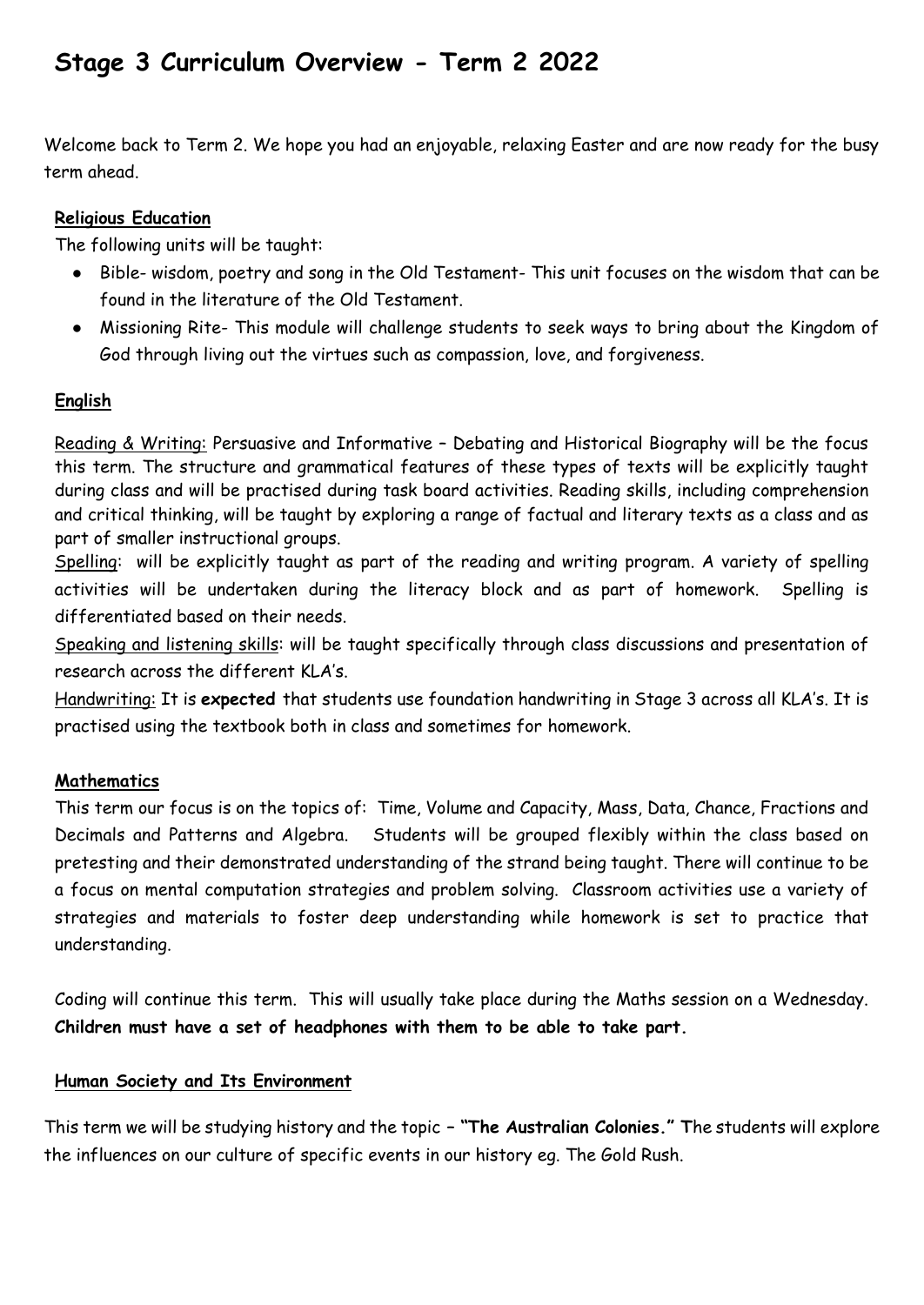# Stage 3 Curriculum Overview - Term 2 2022

Welcome back to Term 2. We hope you had an enjoyable, relaxing Easter and are now ready for the busy term ahead.

## Religious Education

The following units will be taught:

- Bible- wisdom, poetry and song in the Old Testament- This unit focuses on the wisdom that can be found in the literature of the Old Testament.
- Missioning Rite- This module will challenge students to seek ways to bring about the Kingdom of God through living out the virtues such as compassion, love, and forgiveness.

## English

Reading & Writing: Persuasive and Informative – Debating and Historical Biography will be the focus this term. The structure and grammatical features of these types of texts will be explicitly taught during class and will be practised during task board activities. Reading skills, including comprehension and critical thinking, will be taught by exploring a range of factual and literary texts as a class and as part of smaller instructional groups.

Spelling: will be explicitly taught as part of the reading and writing program. A variety of spelling activities will be undertaken during the literacy block and as part of homework. Spelling is differentiated based on their needs.

Speaking and listening skills: will be taught specifically through class discussions and presentation of research across the different KLA's.

Handwriting: It is **expected** that students use foundation handwriting in Stage 3 across all KLA's. It is practised using the textbook both in class and sometimes for homework.

## Mathematics

This term our focus is on the topics of: Time, Volume and Capacity, Mass, Data, Chance, Fractions and Decimals and Patterns and Algebra. Students will be grouped flexibly within the class based on pretesting and their demonstrated understanding of the strand being taught. There will continue to be a focus on mental computation strategies and problem solving. Classroom activities use a variety of strategies and materials to foster deep understanding while homework is set to practice that understanding.

Coding will continue this term. This will usually take place during the Maths session on a Wednesday. **Children must have a set of headphones with them to be able to take part.**

## Human Society and Its Environment

This term we will be studying history and the topic – **"The Australian Colonies." T**he students will explore the influences on our culture of specific events in our history eg. The Gold Rush.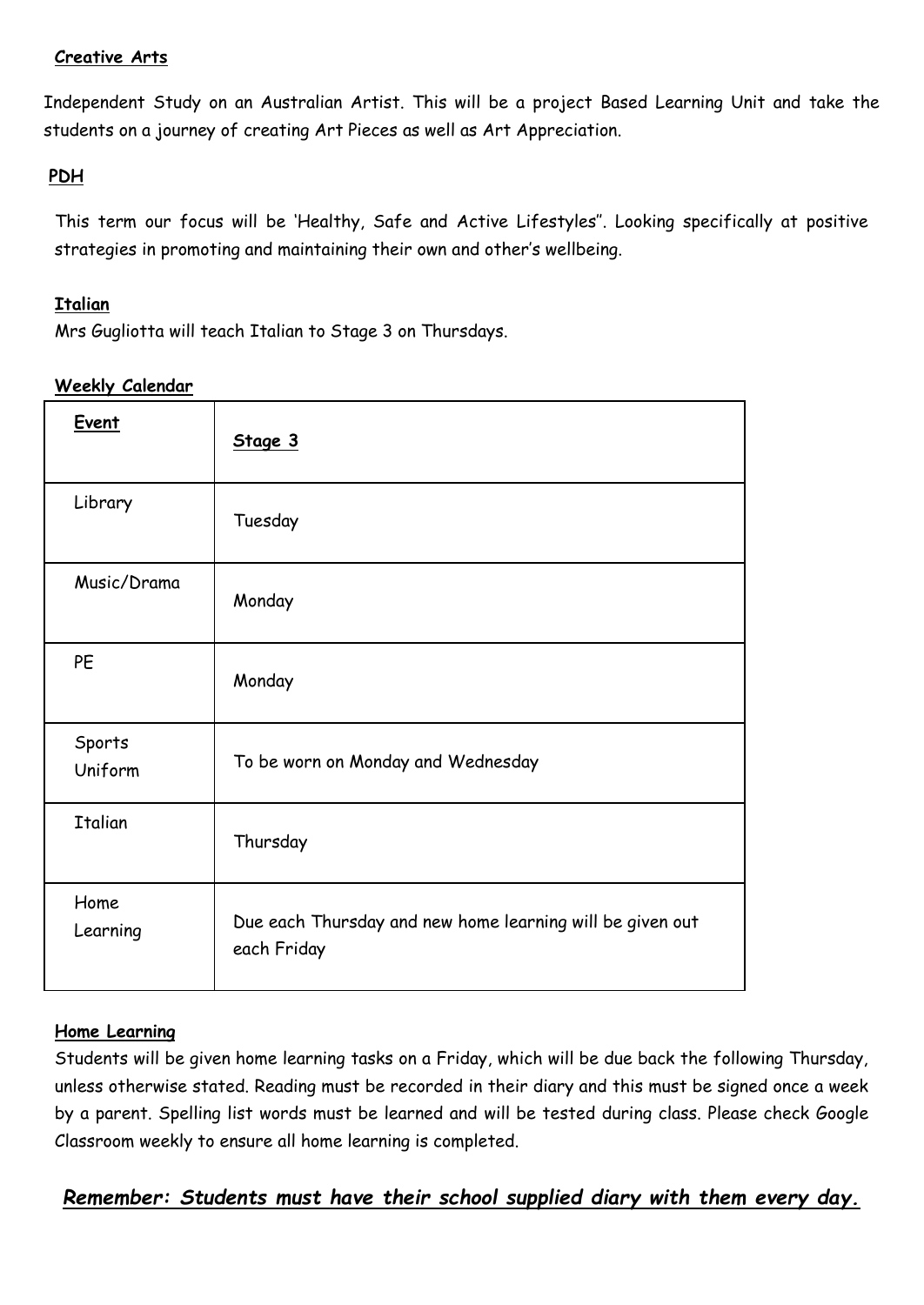**Creative Arts**

Independent Study on an Australian Artist. This will be a project Based Learning Unit and take the students on a journey of creating Art Pieces as well as Art Appreciation.

**PDH**

This term our focus will be 'Healthy, Safe and Active Lifestyles''. Looking specifically at positive strategies in promoting and maintaining their own and other's wellbeing.

**Italian**

Mrs Gugliotta will teach Italian to Stage 3 on Thursdays.

**Weekly Calendar**

| Event | Stage 3 |
| --- | --- |
| Library | Tuesday |
| Music/Drama | Monday |
| PE | Monday |
| Sports Uniform | To be worn on Monday and Wednesday |
| Italian | Thursday |
| Home Learning | Due each Thursday and new home learning will be given out each Friday |

**Home Learning**

Students will be given home learning tasks on a Friday, which will be due back the following Thursday, unless otherwise stated. Reading must be recorded in their diary and this must be signed once a week by a parent. Spelling list words must be learned and will be tested during class. Please check Google Classroom weekly to ensure all home learning is completed.

***Remember: Students must have their school supplied diary with them every day.***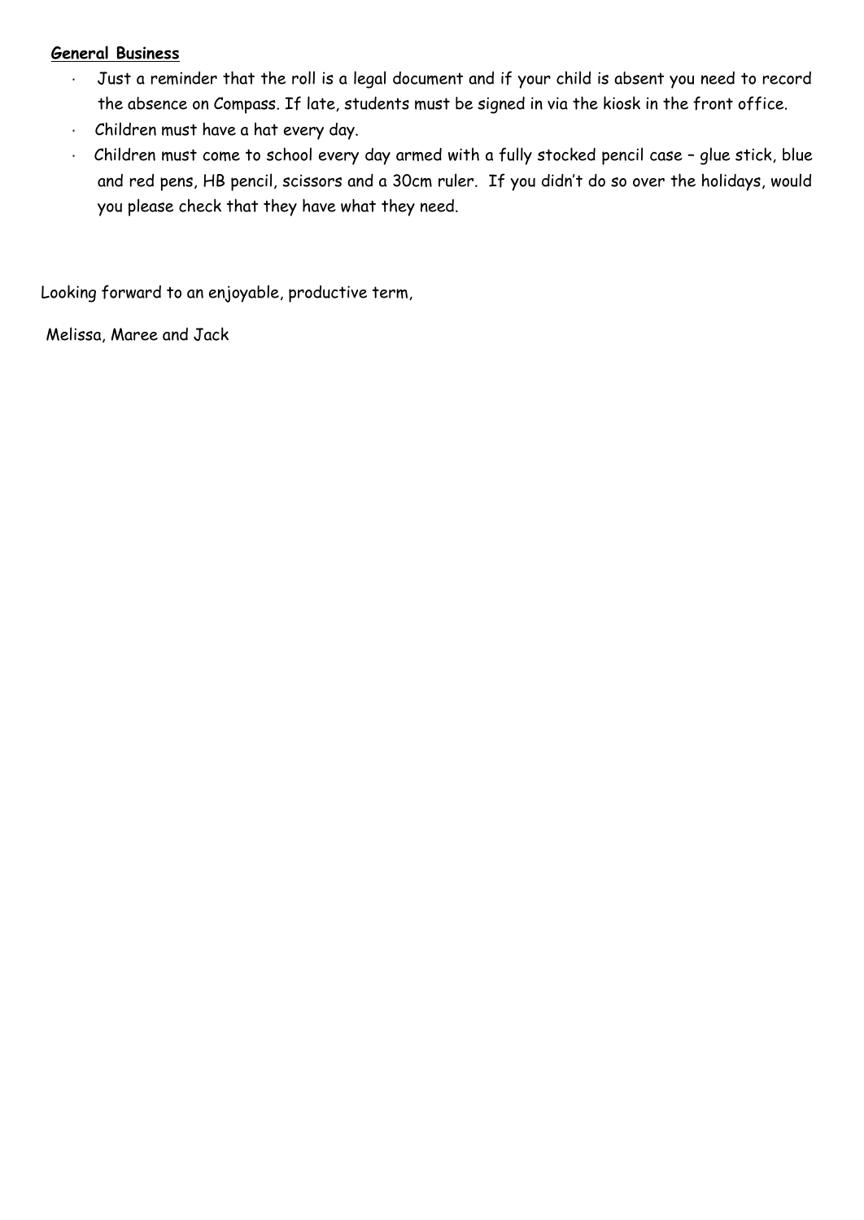**General Business**

- Just a reminder that the roll is a legal document and if your child is absent you need to record the absence on Compass. If late, students must be signed in via the kiosk in the front office.
- Children must have a hat every day.
- Children must come to school every day armed with a fully stocked pencil case – glue stick, blue and red pens, HB pencil, scissors and a 30cm ruler. If you didn't do so over the holidays, would you please check that they have what they need.

Looking forward to an enjoyable, productive term,

Melissa, Maree and Jack